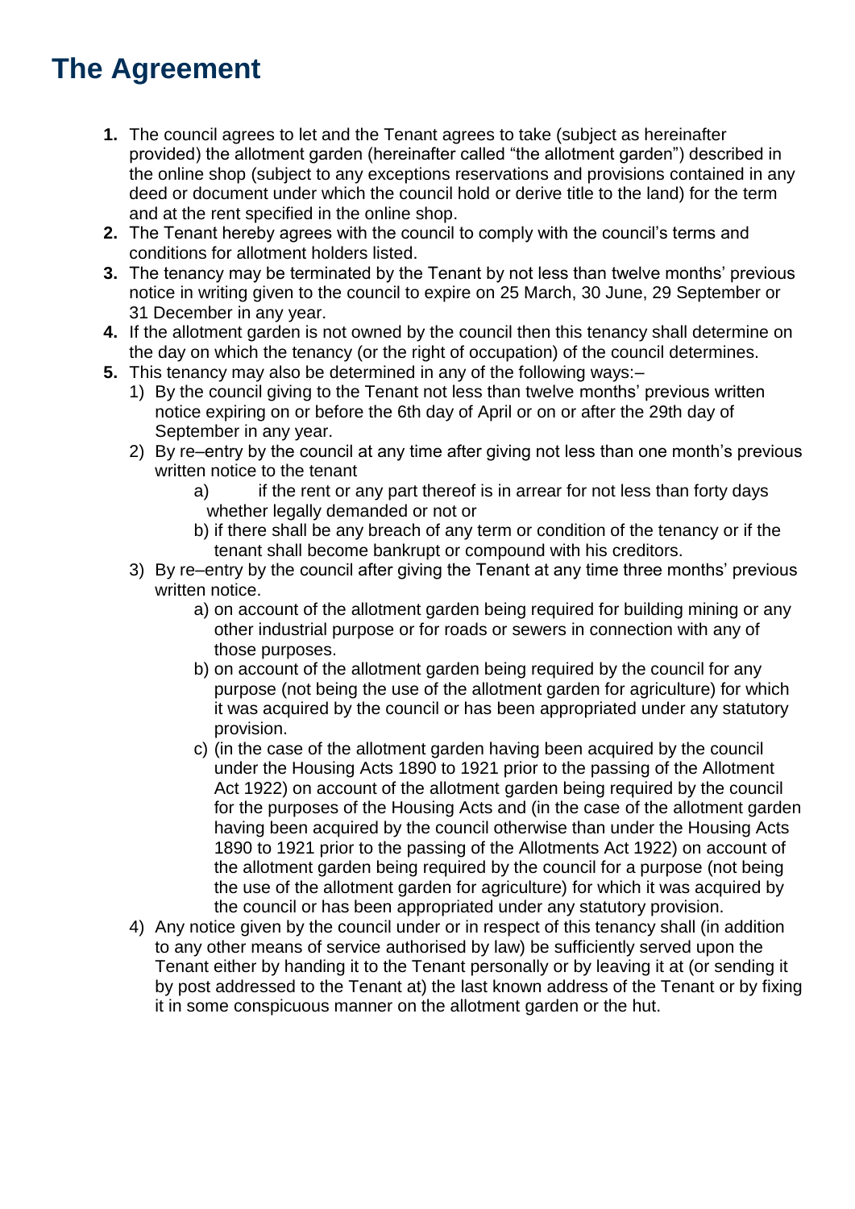# The Agreement

1. The council agrees to let and the Tenant agrees to take (subject as hereinafter provided) the allotment garden (hereinafter called "the allotment garden") described in the online shop (subject to any exceptions reservations and provisions contained in any deed or document under which the council hold or derive title to the land) for the term and at the rent specified in the online shop.
2. The Tenant hereby agrees with the council to comply with the council's terms and conditions for allotment holders listed.
3. The tenancy may be terminated by the Tenant by not less than twelve months' previous notice in writing given to the council to expire on 25 March, 30 June, 29 September or 31 December in any year.
4. If the allotment garden is not owned by the council then this tenancy shall determine on the day on which the tenancy (or the right of occupation) of the council determines.
5. This tenancy may also be determined in any of the following ways:–
    1) By the council giving to the Tenant not less than twelve months' previous written notice expiring on or before the 6th day of April or on or after the 29th day of September in any year.
    2) By re–entry by the council at any time after giving not less than one month's previous written notice to the tenant
        a) if the rent or any part thereof is in arrear for not less than forty days whether legally demanded or not or
        b) if there shall be any breach of any term or condition of the tenancy or if the tenant shall become bankrupt or compound with his creditors.
    3) By re–entry by the council after giving the Tenant at any time three months' previous written notice.
        a) on account of the allotment garden being required for building mining or any other industrial purpose or for roads or sewers in connection with any of those purposes.
        b) on account of the allotment garden being required by the council for any purpose (not being the use of the allotment garden for agriculture) for which it was acquired by the council or has been appropriated under any statutory provision.
        c) (in the case of the allotment garden having been acquired by the council under the Housing Acts 1890 to 1921 prior to the passing of the Allotment Act 1922) on account of the allotment garden being required by the council for the purposes of the Housing Acts and (in the case of the allotment garden having been acquired by the council otherwise than under the Housing Acts 1890 to 1921 prior to the passing of the Allotments Act 1922) on account of the allotment garden being required by the council for a purpose (not being the use of the allotment garden for agriculture) for which it was acquired by the council or has been appropriated under any statutory provision.
    4) Any notice given by the council under or in respect of this tenancy shall (in addition to any other means of service authorised by law) be sufficiently served upon the Tenant either by handing it to the Tenant personally or by leaving it at (or sending it by post addressed to the Tenant at) the last known address of the Tenant or by fixing it in some conspicuous manner on the allotment garden or the hut.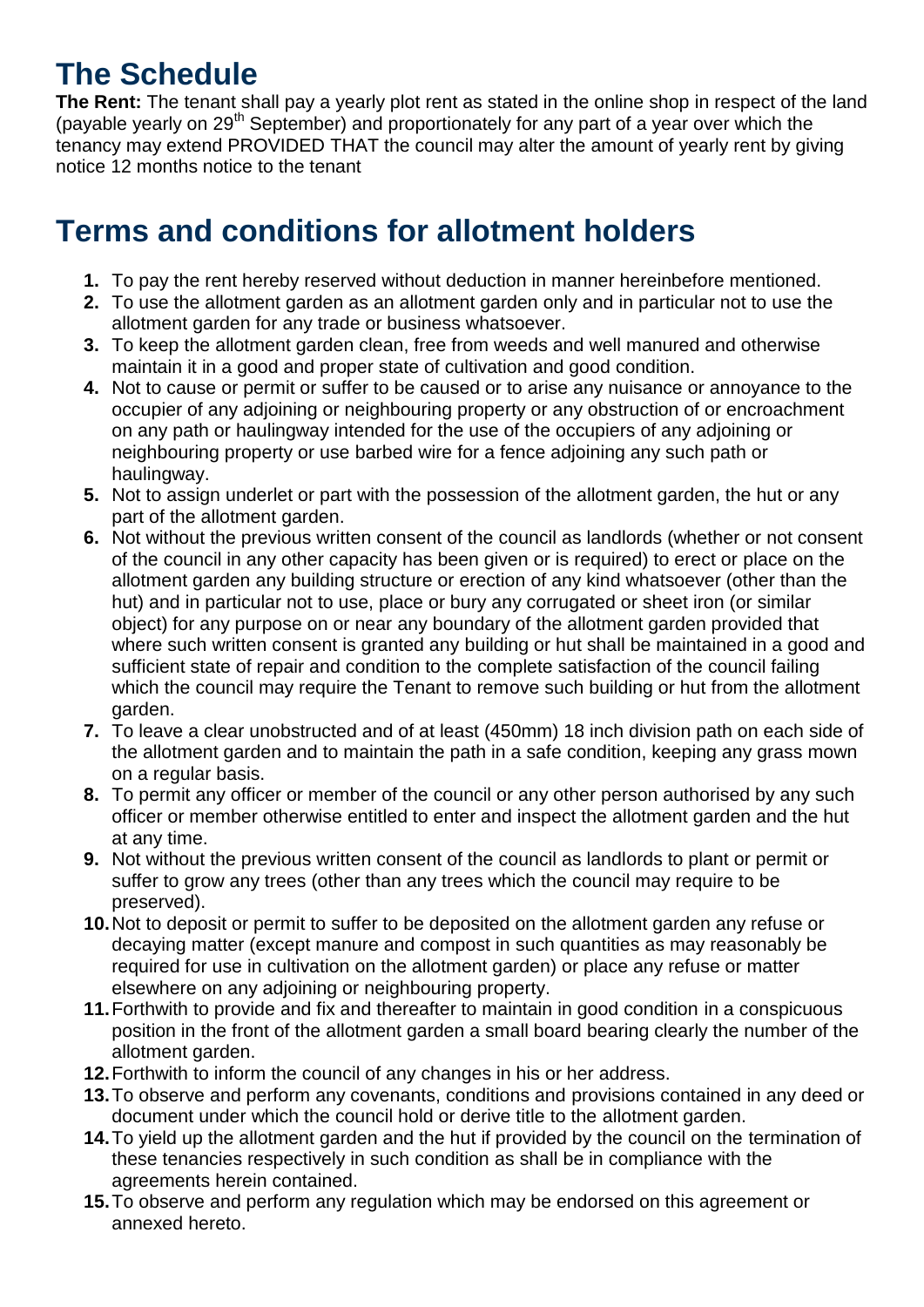# The Schedule

**The Rent:** The tenant shall pay a yearly plot rent as stated in the online shop in respect of the land (payable yearly on 29th September) and proportionately for any part of a year over which the tenancy may extend PROVIDED THAT the council may alter the amount of yearly rent by giving notice 12 months notice to the tenant

# Terms and conditions for allotment holders

1. To pay the rent hereby reserved without deduction in manner hereinbefore mentioned.
2. To use the allotment garden as an allotment garden only and in particular not to use the allotment garden for any trade or business whatsoever.
3. To keep the allotment garden clean, free from weeds and well manured and otherwise maintain it in a good and proper state of cultivation and good condition.
4. Not to cause or permit or suffer to be caused or to arise any nuisance or annoyance to the occupier of any adjoining or neighbouring property or any obstruction of or encroachment on any path or haulingway intended for the use of the occupiers of any adjoining or neighbouring property or use barbed wire for a fence adjoining any such path or haulingway.
5. Not to assign underlet or part with the possession of the allotment garden, the hut or any part of the allotment garden.
6. Not without the previous written consent of the council as landlords (whether or not consent of the council in any other capacity has been given or is required) to erect or place on the allotment garden any building structure or erection of any kind whatsoever (other than the hut) and in particular not to use, place or bury any corrugated or sheet iron (or similar object) for any purpose on or near any boundary of the allotment garden provided that where such written consent is granted any building or hut shall be maintained in a good and sufficient state of repair and condition to the complete satisfaction of the council failing which the council may require the Tenant to remove such building or hut from the allotment garden.
7. To leave a clear unobstructed and of at least (450mm) 18 inch division path on each side of the allotment garden and to maintain the path in a safe condition, keeping any grass mown on a regular basis.
8. To permit any officer or member of the council or any other person authorised by any such officer or member otherwise entitled to enter and inspect the allotment garden and the hut at any time.
9. Not without the previous written consent of the council as landlords to plant or permit or suffer to grow any trees (other than any trees which the council may require to be preserved).
10. Not to deposit or permit to suffer to be deposited on the allotment garden any refuse or decaying matter (except manure and compost in such quantities as may reasonably be required for use in cultivation on the allotment garden) or place any refuse or matter elsewhere on any adjoining or neighbouring property.
11. Forthwith to provide and fix and thereafter to maintain in good condition in a conspicuous position in the front of the allotment garden a small board bearing clearly the number of the allotment garden.
12. Forthwith to inform the council of any changes in his or her address.
13. To observe and perform any covenants, conditions and provisions contained in any deed or document under which the council hold or derive title to the allotment garden.
14. To yield up the allotment garden and the hut if provided by the council on the termination of these tenancies respectively in such condition as shall be in compliance with the agreements herein contained.
15. To observe and perform any regulation which may be endorsed on this agreement or annexed hereto.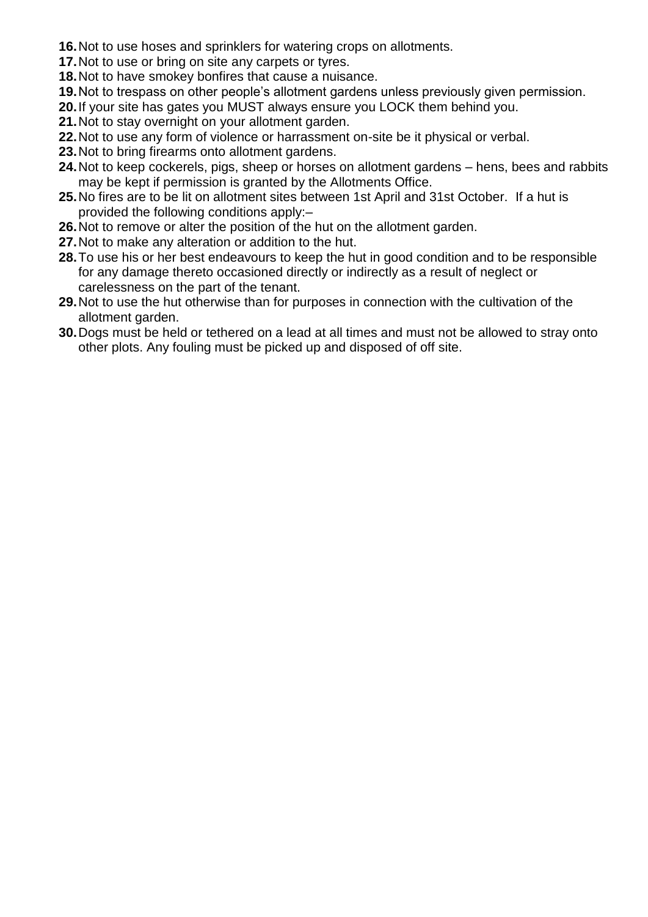16. Not to use hoses and sprinklers for watering crops on allotments.
17. Not to use or bring on site any carpets or tyres.
18. Not to have smokey bonfires that cause a nuisance.
19. Not to trespass on other people's allotment gardens unless previously given permission.
20. If your site has gates you MUST always ensure you LOCK them behind you.
21. Not to stay overnight on your allotment garden.
22. Not to use any form of violence or harrassment on-site be it physical or verbal.
23. Not to bring firearms onto allotment gardens.
24. Not to keep cockerels, pigs, sheep or horses on allotment gardens – hens, bees and rabbits may be kept if permission is granted by the Allotments Office.
25. No fires are to be lit on allotment sites between 1st April and 31st October. If a hut is provided the following conditions apply:–
26. Not to remove or alter the position of the hut on the allotment garden.
27. Not to make any alteration or addition to the hut.
28. To use his or her best endeavours to keep the hut in good condition and to be responsible for any damage thereto occasioned directly or indirectly as a result of neglect or carelessness on the part of the tenant.
29. Not to use the hut otherwise than for purposes in connection with the cultivation of the allotment garden.
30. Dogs must be held or tethered on a lead at all times and must not be allowed to stray onto other plots. Any fouling must be picked up and disposed of off site.